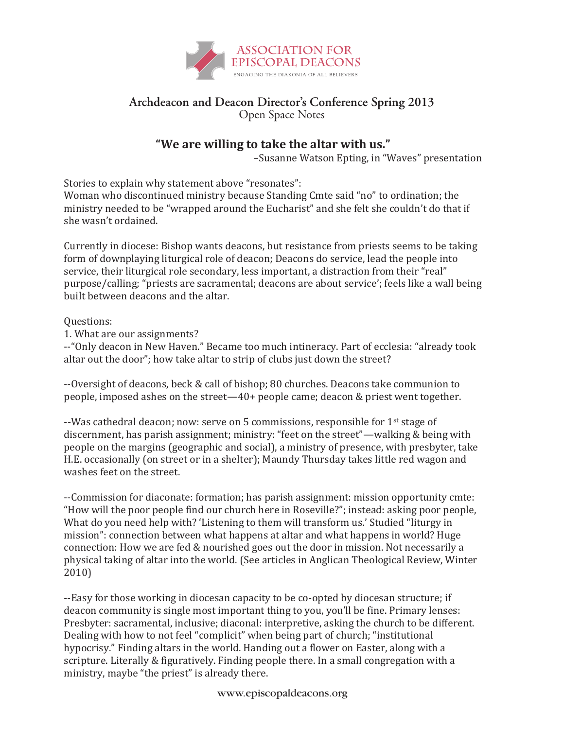ASSOCIATION FOR EPISCOPAL DEACONS
ENGAGING THE DIAKONIA OF ALL BELIEVERS

## Archdeacon and Deacon Director's Conference Spring 2013

Open Space Notes

# "We are willing to take the altar with us."

–Susanne Watson Epting, in "Waves" presentation

Stories to explain why statement above "resonates":
Woman who discontinued ministry because Standing Cmte said "no" to ordination; the ministry needed to be "wrapped around the Eucharist" and she felt she couldn't do that if she wasn't ordained.

Currently in diocese: Bishop wants deacons, but resistance from priests seems to be taking form of downplaying liturgical role of deacon; Deacons do service, lead the people into service, their liturgical role secondary, less important, a distraction from their "real" purpose/calling; "priests are sacramental; deacons are about service'; feels like a wall being built between deacons and the altar.

Questions:
1. What are our assignments?
--"Only deacon in New Haven." Became too much intineracy. Part of ecclesia: "already took altar out the door"; how take altar to strip of clubs just down the street?

--Oversight of deacons, beck & call of bishop; 80 churches. Deacons take communion to people, imposed ashes on the street—40+ people came; deacon & priest went together.

--Was cathedral deacon; now: serve on 5 commissions, responsible for 1st stage of discernment, has parish assignment; ministry: "feet on the street"—walking & being with people on the margins (geographic and social), a ministry of presence, with presbyter, take H.E. occasionally (on street or in a shelter); Maundy Thursday takes little red wagon and washes feet on the street.

--Commission for diaconate: formation; has parish assignment: mission opportunity cmte: "How will the poor people find our church here in Roseville?"; instead: asking poor people, What do you need help with? 'Listening to them will transform us.' Studied "liturgy in mission": connection between what happens at altar and what happens in world? Huge connection: How we are fed & nourished goes out the door in mission. Not necessarily a physical taking of altar into the world. (See articles in Anglican Theological Review, Winter 2010)

--Easy for those working in diocesan capacity to be co-opted by diocesan structure; if deacon community is single most important thing to you, you'll be fine. Primary lenses: Presbyter: sacramental, inclusive; diaconal: interpretive, asking the church to be different. Dealing with how to not feel "complicit" when being part of church; "institutional hypocrisy." Finding altars in the world. Handing out a flower on Easter, along with a scripture. Literally & figuratively. Finding people there. In a small congregation with a ministry, maybe "the priest" is already there.

www.episcopaldeacons.org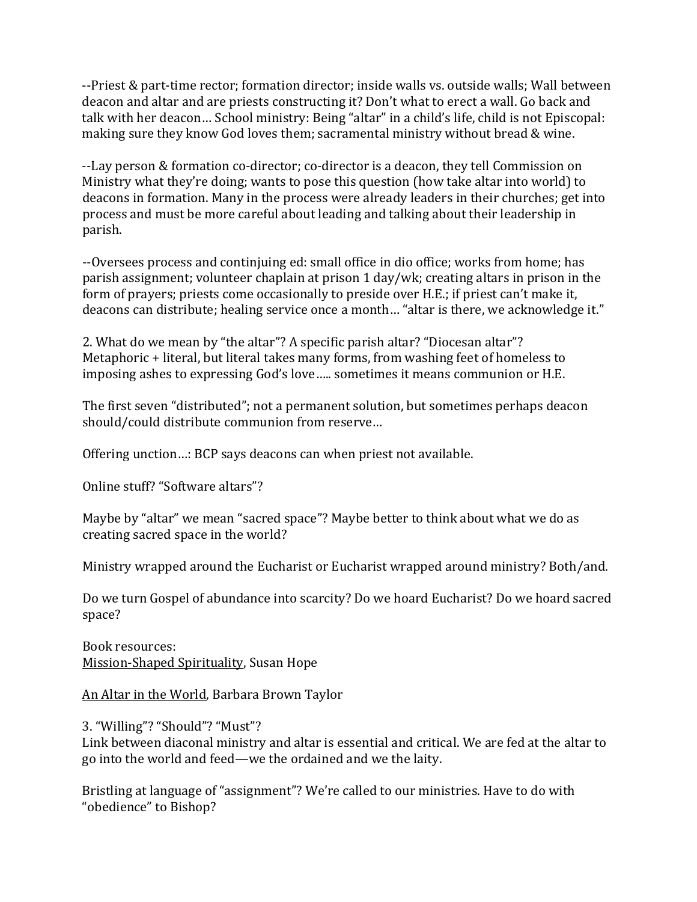--Priest & part-time rector; formation director; inside walls vs. outside walls; Wall between deacon and altar and are priests constructing it? Don't what to erect a wall. Go back and talk with her deacon… School ministry: Being "altar" in a child's life, child is not Episcopal: making sure they know God loves them; sacramental ministry without bread & wine.

--Lay person & formation co-director; co-director is a deacon, they tell Commission on Ministry what they're doing; wants to pose this question (how take altar into world) to deacons in formation. Many in the process were already leaders in their churches; get into process and must be more careful about leading and talking about their leadership in parish.

--Oversees process and continjuing ed: small office in dio office; works from home; has parish assignment; volunteer chaplain at prison 1 day/wk; creating altars in prison in the form of prayers; priests come occasionally to preside over H.E.; if priest can't make it, deacons can distribute; healing service once a month… "altar is there, we acknowledge it."

2. What do we mean by "the altar"? A specific parish altar? "Diocesan altar"? Metaphoric + literal, but literal takes many forms, from washing feet of homeless to imposing ashes to expressing God's love….. sometimes it means communion or H.E.

The first seven "distributed"; not a permanent solution, but sometimes perhaps deacon should/could distribute communion from reserve…

Offering unction…: BCP says deacons can when priest not available.

Online stuff? "Software altars"?

Maybe by "altar" we mean "sacred space"? Maybe better to think about what we do as creating sacred space in the world?

Ministry wrapped around the Eucharist or Eucharist wrapped around ministry? Both/and.

Do we turn Gospel of abundance into scarcity? Do we hoard Eucharist? Do we hoard sacred space?

Book resources:
<u>Mission-Shaped Spirituality</u>, Susan Hope

<u>An Altar in the World</u>, Barbara Brown Taylor

3. "Willing"? "Should"? "Must"?
Link between diaconal ministry and altar is essential and critical. We are fed at the altar to go into the world and feed—we the ordained and we the laity.

Bristling at language of "assignment"? We're called to our ministries. Have to do with "obedience" to Bishop?